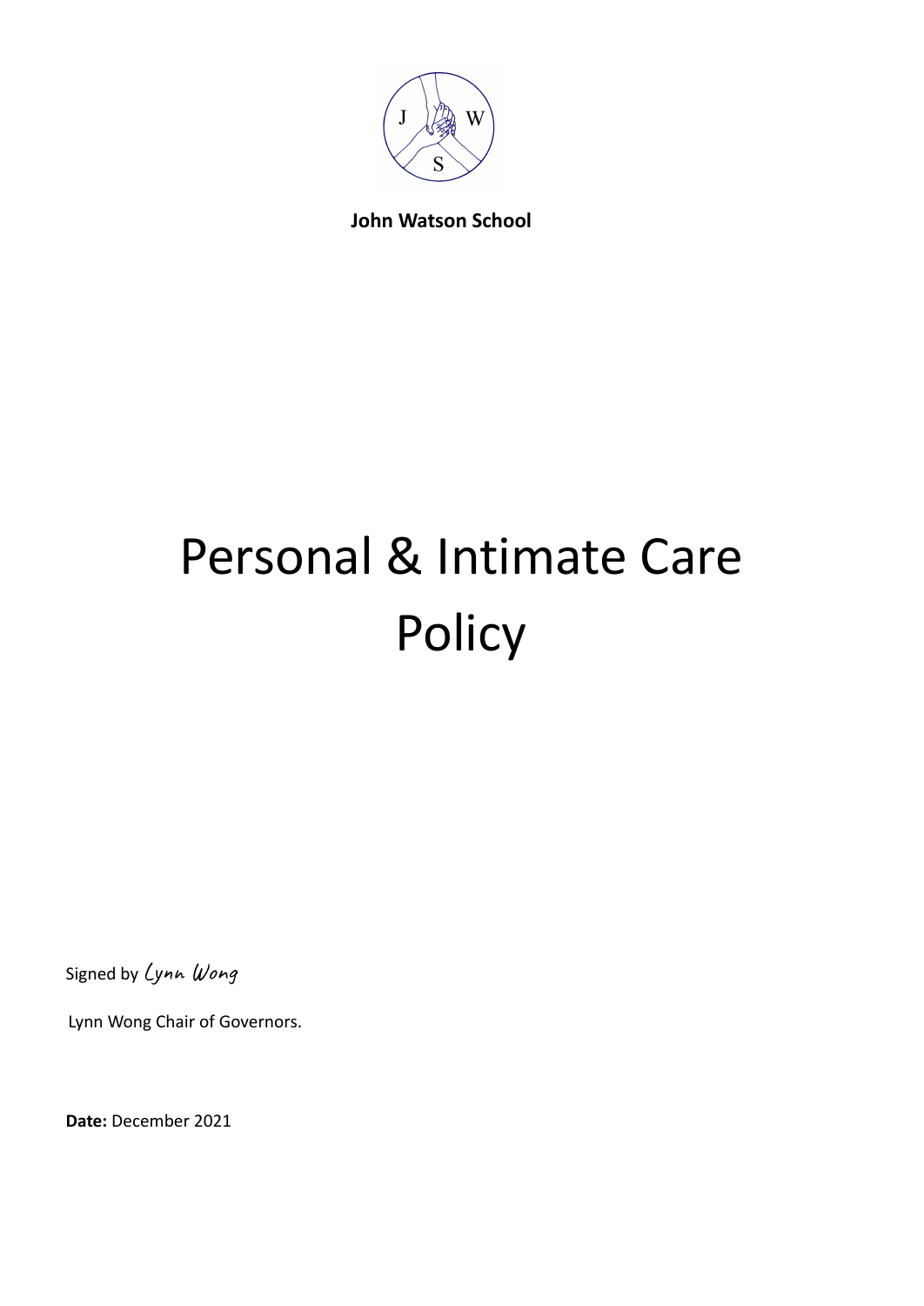**John Watson School**

# Personal & Intimate Care Policy

Signed by *Lynn Wong*

Lynn Wong Chair of Governors.

**Date:** December 2021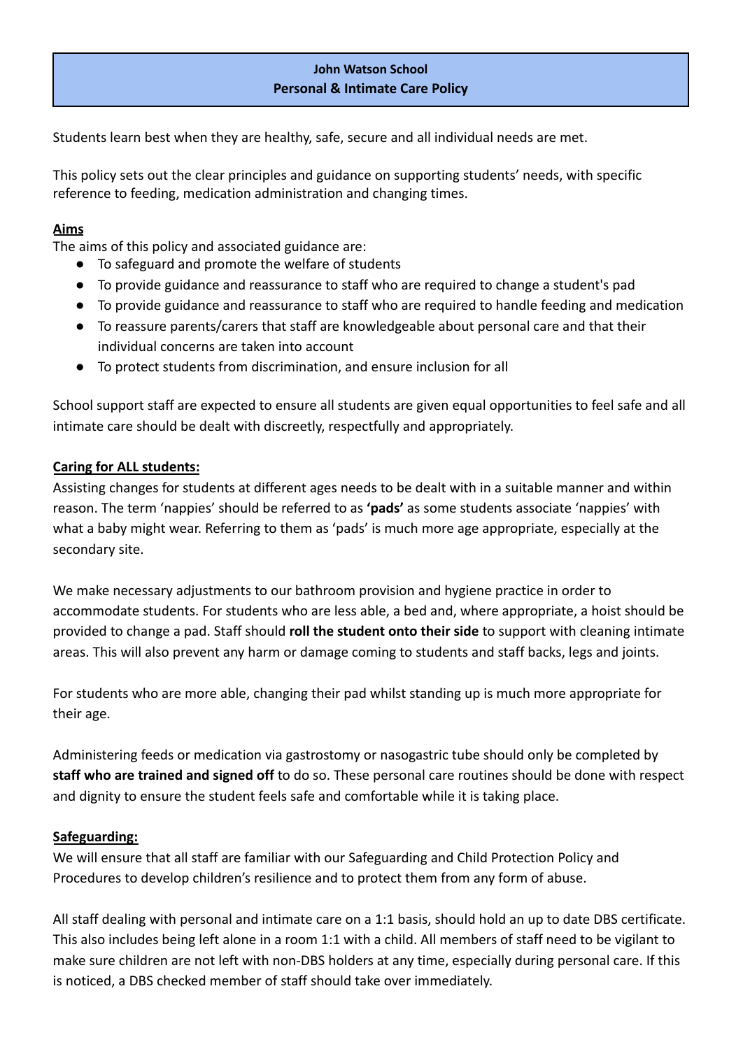# John Watson School
## Personal & Intimate Care Policy

Students learn best when they are healthy, safe, secure and all individual needs are met.

This policy sets out the clear principles and guidance on supporting students' needs, with specific reference to feeding, medication administration and changing times.

### Aims

The aims of this policy and associated guidance are:

- To safeguard and promote the welfare of students
- To provide guidance and reassurance to staff who are required to change a student's pad
- To provide guidance and reassurance to staff who are required to handle feeding and medication
- To reassure parents/carers that staff are knowledgeable about personal care and that their individual concerns are taken into account
- To protect students from discrimination, and ensure inclusion for all

School support staff are expected to ensure all students are given equal opportunities to feel safe and all intimate care should be dealt with discreetly, respectfully and appropriately.

### Caring for ALL students:

Assisting changes for students at different ages needs to be dealt with in a suitable manner and within reason. The term 'nappies' should be referred to as **'pads'** as some students associate 'nappies' with what a baby might wear. Referring to them as 'pads' is much more age appropriate, especially at the secondary site.

We make necessary adjustments to our bathroom provision and hygiene practice in order to accommodate students. For students who are less able, a bed and, where appropriate, a hoist should be provided to change a pad. Staff should **roll the student onto their side** to support with cleaning intimate areas. This will also prevent any harm or damage coming to students and staff backs, legs and joints.

For students who are more able, changing their pad whilst standing up is much more appropriate for their age.

Administering feeds or medication via gastrostomy or nasogastric tube should only be completed by **staff who are trained and signed off** to do so. These personal care routines should be done with respect and dignity to ensure the student feels safe and comfortable while it is taking place.

### Safeguarding:

We will ensure that all staff are familiar with our Safeguarding and Child Protection Policy and Procedures to develop children's resilience and to protect them from any form of abuse.

All staff dealing with personal and intimate care on a 1:1 basis, should hold an up to date DBS certificate. This also includes being left alone in a room 1:1 with a child. All members of staff need to be vigilant to make sure children are not left with non-DBS holders at any time, especially during personal care. If this is noticed, a DBS checked member of staff should take over immediately.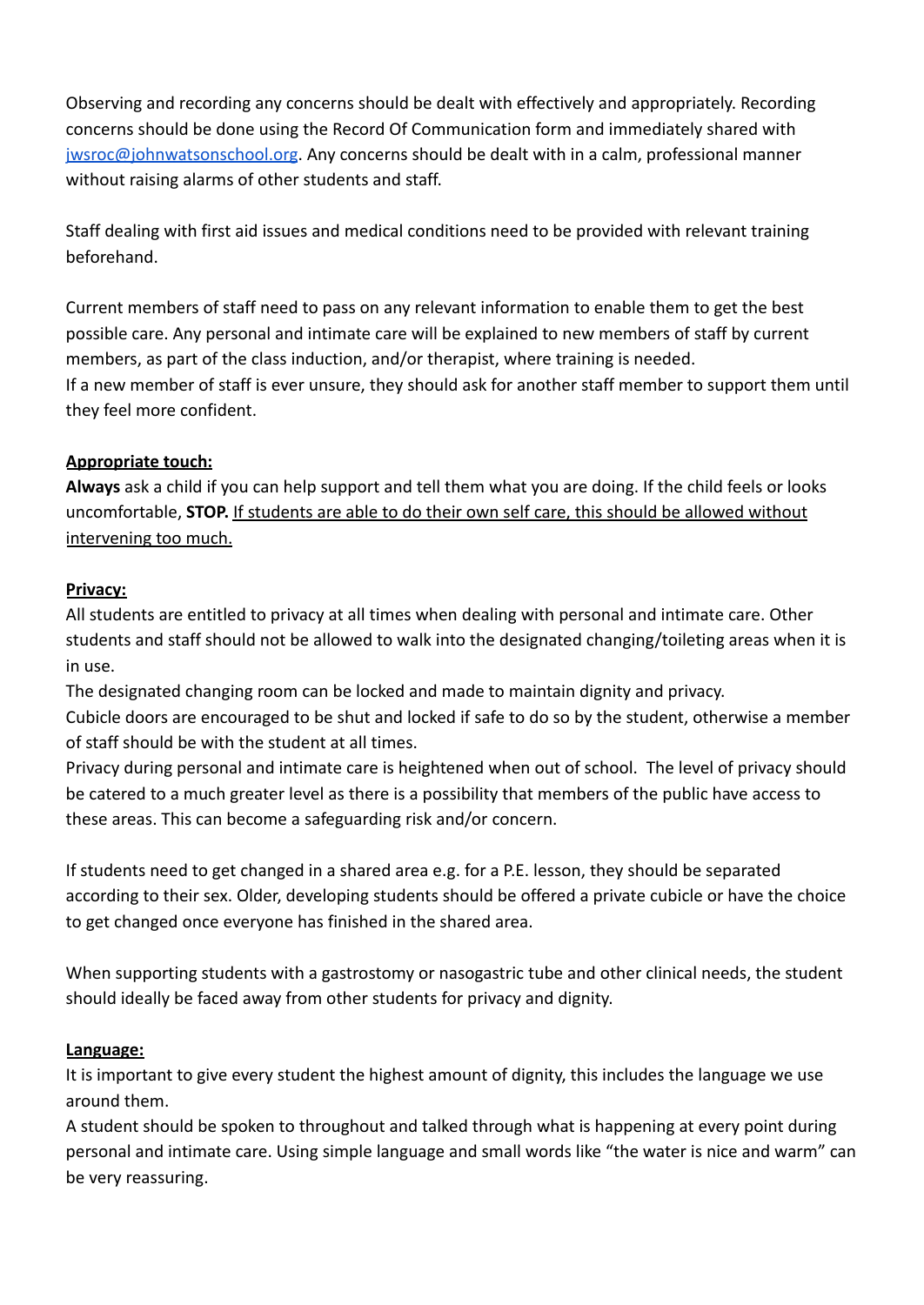Observing and recording any concerns should be dealt with effectively and appropriately. Recording concerns should be done using the Record Of Communication form and immediately shared with [jwsroc@johnwatsonschool.org](mailto:jwsroc@johnwatsonschool.org). Any concerns should be dealt with in a calm, professional manner without raising alarms of other students and staff.

Staff dealing with first aid issues and medical conditions need to be provided with relevant training beforehand.

Current members of staff need to pass on any relevant information to enable them to get the best possible care. Any personal and intimate care will be explained to new members of staff by current members, as part of the class induction, and/or therapist, where training is needed.
If a new member of staff is ever unsure, they should ask for another staff member to support them until they feel more confident.

**<u>Appropriate touch:</u>**
**Always** ask a child if you can help support and tell them what you are doing. If the child feels or looks uncomfortable, **STOP.** <u>If students are able to do their own self care, this should be allowed without intervening too much.</u>

**<u>Privacy:</u>**
All students are entitled to privacy at all times when dealing with personal and intimate care. Other students and staff should not be allowed to walk into the designated changing/toileting areas when it is in use.
The designated changing room can be locked and made to maintain dignity and privacy.
Cubicle doors are encouraged to be shut and locked if safe to do so by the student, otherwise a member of staff should be with the student at all times.
Privacy during personal and intimate care is heightened when out of school. The level of privacy should be catered to a much greater level as there is a possibility that members of the public have access to these areas. This can become a safeguarding risk and/or concern.

If students need to get changed in a shared area e.g. for a P.E. lesson, they should be separated according to their sex. Older, developing students should be offered a private cubicle or have the choice to get changed once everyone has finished in the shared area.

When supporting students with a gastrostomy or nasogastric tube and other clinical needs, the student should ideally be faced away from other students for privacy and dignity.

**<u>Language:</u>**
It is important to give every student the highest amount of dignity, this includes the language we use around them.
A student should be spoken to throughout and talked through what is happening at every point during personal and intimate care. Using simple language and small words like "the water is nice and warm" can be very reassuring.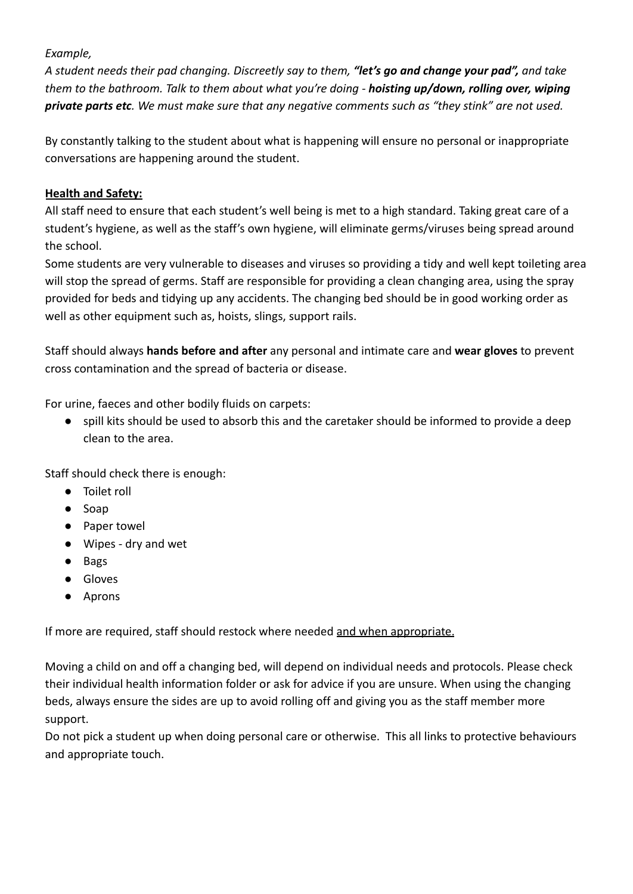*Example,*

*A student needs their pad changing. Discreetly say to them, **"let's go and change your pad",** and take them to the bathroom. Talk to them about what you're doing - **hoisting up/down, rolling over, wiping private parts etc**. We must make sure that any negative comments such as "they stink" are not used.*

By constantly talking to the student about what is happening will ensure no personal or inappropriate conversations are happening around the student.

**Health and Safety:**

All staff need to ensure that each student's well being is met to a high standard. Taking great care of a student's hygiene, as well as the staff's own hygiene, will eliminate germs/viruses being spread around the school.

Some students are very vulnerable to diseases and viruses so providing a tidy and well kept toileting area will stop the spread of germs. Staff are responsible for providing a clean changing area, using the spray provided for beds and tidying up any accidents. The changing bed should be in good working order as well as other equipment such as, hoists, slings, support rails.

Staff should always **hands before and after** any personal and intimate care and **wear gloves** to prevent cross contamination and the spread of bacteria or disease.

For urine, faeces and other bodily fluids on carpets:

- spill kits should be used to absorb this and the caretaker should be informed to provide a deep clean to the area.

Staff should check there is enough:

- Toilet roll
- Soap
- Paper towel
- Wipes - dry and wet
- Bags
- Gloves
- Aprons

If more are required, staff should restock where needed and when appropriate.

Moving a child on and off a changing bed, will depend on individual needs and protocols. Please check their individual health information folder or ask for advice if you are unsure. When using the changing beds, always ensure the sides are up to avoid rolling off and giving you as the staff member more support.

Do not pick a student up when doing personal care or otherwise. This all links to protective behaviours and appropriate touch.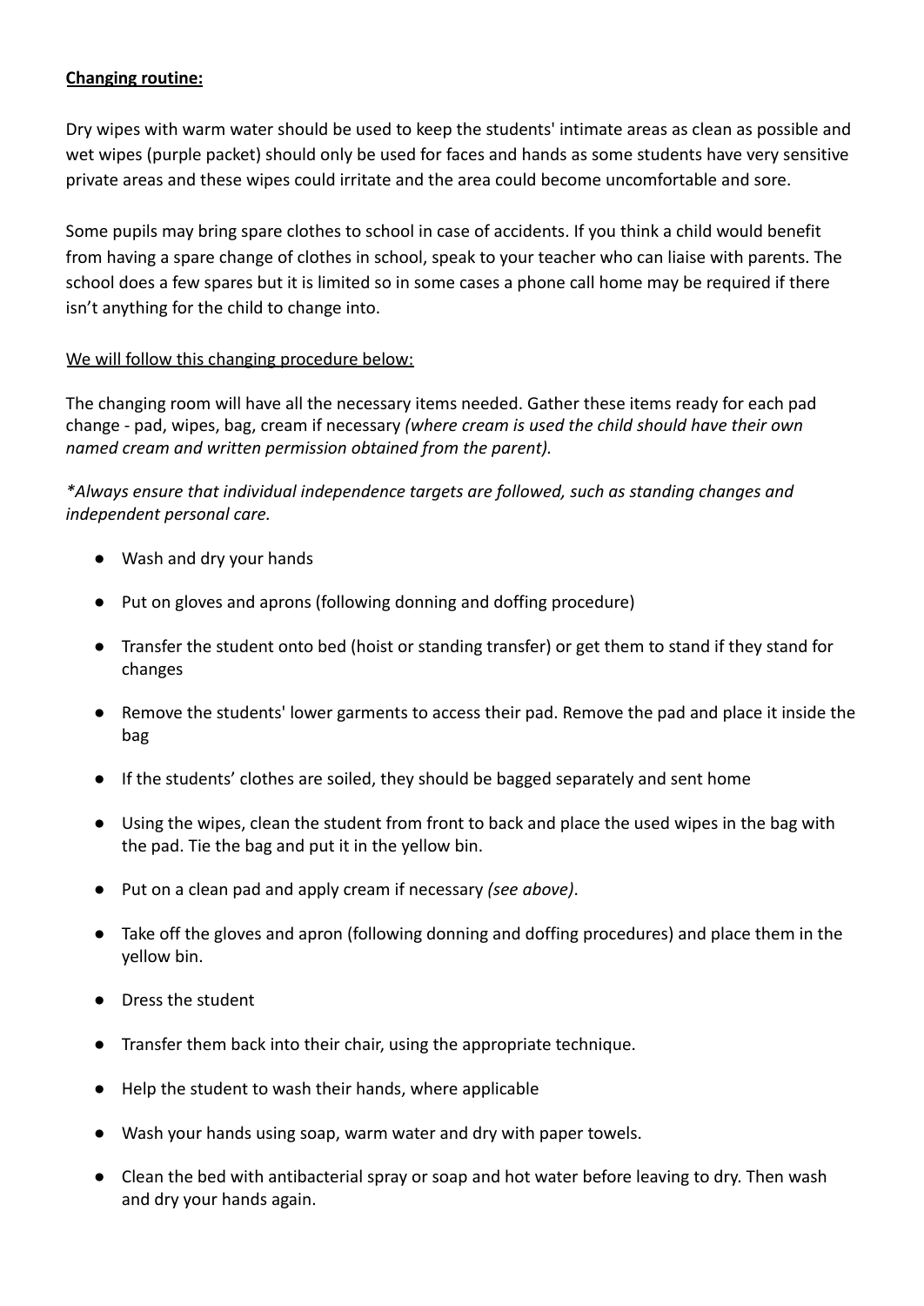**Changing routine:**

Dry wipes with warm water should be used to keep the students' intimate areas as clean as possible and wet wipes (purple packet) should only be used for faces and hands as some students have very sensitive private areas and these wipes could irritate and the area could become uncomfortable and sore.

Some pupils may bring spare clothes to school in case of accidents. If you think a child would benefit from having a spare change of clothes in school, speak to your teacher who can liaise with parents. The school does a few spares but it is limited so in some cases a phone call home may be required if there isn't anything for the child to change into.

We will follow this changing procedure below:

The changing room will have all the necessary items needed. Gather these items ready for each pad change - pad, wipes, bag, cream if necessary *(where cream is used the child should have their own named cream and written permission obtained from the parent).*

**Always ensure that individual independence targets are followed, such as standing changes and independent personal care.*

- Wash and dry your hands
- Put on gloves and aprons (following donning and doffing procedure)
- Transfer the student onto bed (hoist or standing transfer) or get them to stand if they stand for changes
- Remove the students' lower garments to access their pad. Remove the pad and place it inside the bag
- If the students' clothes are soiled, they should be bagged separately and sent home
- Using the wipes, clean the student from front to back and place the used wipes in the bag with the pad. Tie the bag and put it in the yellow bin.
- Put on a clean pad and apply cream if necessary *(see above)*.
- Take off the gloves and apron (following donning and doffing procedures) and place them in the yellow bin.
- Dress the student
- Transfer them back into their chair, using the appropriate technique.
- Help the student to wash their hands, where applicable
- Wash your hands using soap, warm water and dry with paper towels.
- Clean the bed with antibacterial spray or soap and hot water before leaving to dry. Then wash and dry your hands again.